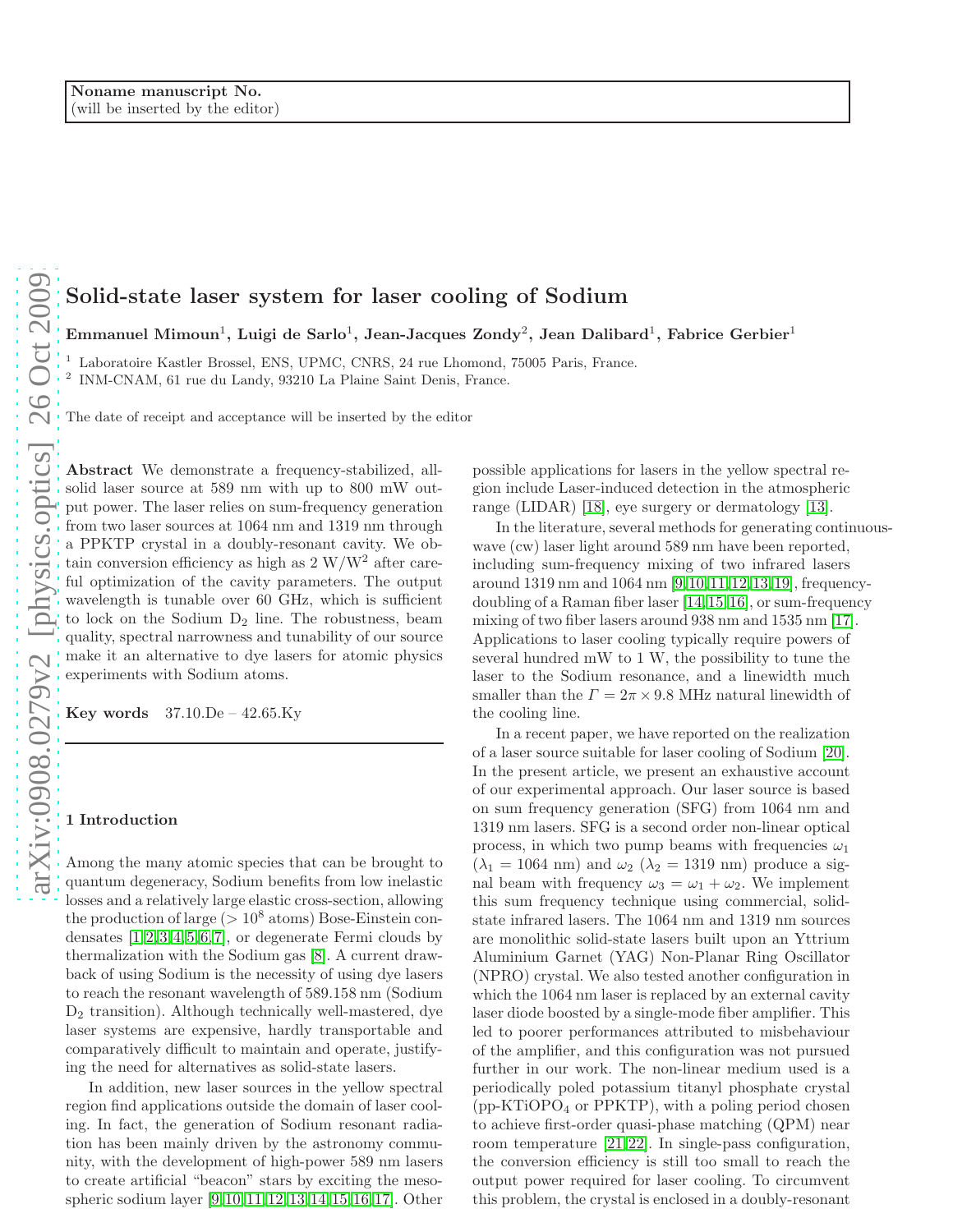Noname manuscript No.
(will be inserted by the editor)

# Solid-state laser system for laser cooling of Sodium

**Emmanuel Mimoun[1], Luigi de Sarlo[1], Jean-Jacques Zondy[2], Jean Dalibard[1], Fabrice Gerbier[1]**

[1] Laboratoire Kastler Brossel, ENS, UPMC, CNRS, 24 rue Lhomond, 75005 Paris, France.
[2] INM-CNAM, 61 rue du Landy, 93210 La Plaine Saint Denis, France.

The date of receipt and acceptance will be inserted by the editor

**Abstract** We demonstrate a frequency-stabilized, all-solid laser source at 589 nm with up to 800 mW output power. The laser relies on sum-frequency generation from two laser sources at 1064 nm and 1319 nm through a PPKTP crystal in a doubly-resonant cavity. We obtain conversion efficiency as high as 2 W/W$^2$ after careful optimization of the cavity parameters. The output wavelength is tunable over 60 GHz, which is sufficient to lock on the Sodium D$_2$ line. The robustness, beam quality, spectral narrowness and tunability of our source make it an alternative to dye lasers for atomic physics experiments with Sodium atoms.

**Key words** 37.10.De – 42.65.Ky

## 1 Introduction

Among the many atomic species that can be brought to quantum degeneracy, Sodium benefits from low inelastic losses and a relatively large elastic cross-section, allowing the production of large ($> 10^8$ atoms) Bose-Einstein condensates [1,2,3,4,5,6,7], or degenerate Fermi clouds by thermalization with the Sodium gas [8]. A current drawback of using Sodium is the necessity of using dye lasers to reach the resonant wavelength of 589.158 nm (Sodium D$_2$ transition). Although technically well-mastered, dye laser systems are expensive, hardly transportable and comparatively difficult to maintain and operate, justifying the need for alternatives as solid-state lasers.

In addition, new laser sources in the yellow spectral region find applications outside the domain of laser cooling. In fact, the generation of Sodium resonant radiation has been mainly driven by the astronomy community, with the development of high-power 589 nm lasers to create artificial "beacon" stars by exciting the mesospheric sodium layer [9,10,11,12,13,14,15,16,17]. Other possible applications for lasers in the yellow spectral region include Laser-induced detection in the atmospheric range (LIDAR) [18], eye surgery or dermatology [13].

In the literature, several methods for generating continuous-wave (cw) laser light around 589 nm have been reported, including sum-frequency mixing of two infrared lasers around 1319 nm and 1064 nm [9,10,11,12,13,19], frequency-doubling of a Raman fiber laser [14,15,16], or sum-frequency mixing of two fiber lasers around 938 nm and 1535 nm [17]. Applications to laser cooling typically require powers of several hundred mW to 1 W, the possibility to tune the laser to the Sodium resonance, and a linewidth much smaller than the $\Gamma = 2\pi \times 9.8$ MHz natural linewidth of the cooling line.

In a recent paper, we have reported on the realization of a laser source suitable for laser cooling of Sodium [20]. In the present article, we present an exhaustive account of our experimental approach. Our laser source is based on sum frequency generation (SFG) from 1064 nm and 1319 nm lasers. SFG is a second order non-linear optical process, in which two pump beams with frequencies $\omega_1$ ($\lambda_1 = 1064$ nm) and $\omega_2$ ($\lambda_2 = 1319$ nm) produce a signal beam with frequency $\omega_3 = \omega_1 + \omega_2$. We implement this sum frequency technique using commercial, solid-state infrared lasers. The 1064 nm and 1319 nm sources are monolithic solid-state lasers built upon an Yttrium Aluminium Garnet (YAG) Non-Planar Ring Oscillator (NPRO) crystal. We also tested another configuration in which the 1064 nm laser is replaced by an external cavity laser diode boosted by a single-mode fiber amplifier. This led to poorer performances attributed to misbehaviour of the amplifier, and this configuration was not pursued further in our work. The non-linear medium used is a periodically poled potassium titanyl phosphate crystal (pp-KTiOPO$_4$ or PPKTP), with a poling period chosen to achieve first-order quasi-phase matching (QPM) near room temperature [21,22]. In single-pass configuration, the conversion efficiency is still too small to reach the output power required for laser cooling. To circumvent this problem, the crystal is enclosed in a doubly-resonant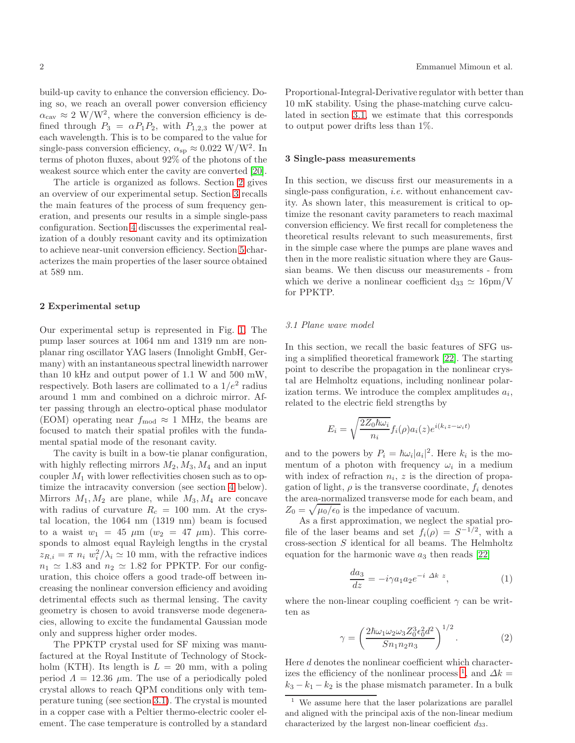build-up cavity to enhance the conversion efficiency. Doing so, we reach an overall power conversion efficiency $\alpha_{\rm cav} \approx 2$ W/W$^2$, where the conversion efficiency is defined through $P_3 = \alpha P_1 P_2$, with $P_{1,2,3}$ the power at each wavelength. This is to be compared to the value for single-pass conversion efficiency, $\alpha_{\rm sp} \approx 0.022$ W/W$^2$. In terms of photon fluxes, about 92% of the photons of the weakest source which enter the cavity are converted [20].

The article is organized as follows. Section 2 gives an overview of our experimental setup. Section 3 recalls the main features of the process of sum frequency generation, and presents our results in a simple single-pass configuration. Section 4 discusses the experimental realization of a doubly resonant cavity and its optimization to achieve near-unit conversion efficiency. Section 5 characterizes the main properties of the laser source obtained at 589 nm.

## 2 Experimental setup

Our experimental setup is represented in Fig. 1. The pump laser sources at 1064 nm and 1319 nm are non-planar ring oscillator YAG lasers (Innolight GmbH, Germany) with an instantaneous spectral linewidth narrower than 10 kHz and output power of 1.1 W and 500 mW, respectively. Both lasers are collimated to a $1/e^2$ radius around 1 mm and combined on a dichroic mirror. After passing through an electro-optical phase modulator (EOM) operating near $f_{\rm mod} \approx 1$ MHz, the beams are focused to match their spatial profiles with the fundamental spatial mode of the resonant cavity.

The cavity is built in a bow-tie planar configuration, with highly reflecting mirrors $M_2, M_3, M_4$ and an input coupler $M_1$ with lower reflectivities chosen such as to optimize the intracavity conversion (see section 4 below). Mirrors $M_1, M_2$ are plane, while $M_3, M_4$ are concave with radius of curvature $R_c = 100$ mm. At the crystal location, the 1064 nm (1319 nm) beam is focused to a waist $w_1 = 45$ $\mu$m ($w_2 = 47$ $\mu$m). This corresponds to almost equal Rayleigh lengths in the crystal $z_{R,i} = \pi\ n_i\ w_i^2/\lambda_i \simeq 10$ mm, with the refractive indices $n_1 \simeq 1.83$ and $n_2 \simeq 1.82$ for PPKTP. For our configuration, this choice offers a good trade-off between increasing the nonlinear conversion efficiency and avoiding detrimental effects such as thermal lensing. The cavity geometry is chosen to avoid transverse mode degeneracies, allowing to excite the fundamental Gaussian mode only and suppress higher order modes.

The PPKTP crystal used for SF mixing was manufactured at the Royal Institute of Technology of Stockholm (KTH). Its length is $L = 20$ mm, with a poling period $\Lambda = 12.36$ $\mu$m. The use of a periodically poled crystal allows to reach QPM conditions only with temperature tuning (see section 3.1). The crystal is mounted in a copper case with a Peltier thermo-electric cooler element. The case temperature is controlled by a standard Proportional-Integral-Derivative regulator with better than 10 mK stability. Using the phase-matching curve calculated in section 3.1, we estimate that this corresponds to output power drifts less than 1%.

## 3 Single-pass measurements

In this section, we discuss first our measurements in a single-pass configuration, *i.e.* without enhancement cavity. As shown later, this measurement is critical to optimize the resonant cavity parameters to reach maximal conversion efficiency. We first recall for completeness the theoretical results relevant to such measurements, first in the simple case where the pumps are plane waves and then in the more realistic situation where they are Gaussian beams. We then discuss our measurements - from which we derive a nonlinear coefficient d$_{33} \simeq 16$pm/V for PPKTP.

### 3.1 Plane wave model

In this section, we recall the basic features of SFG using a simplified theoretical framework [22]. The starting point to describe the propagation in the nonlinear crystal are Helmholtz equations, including nonlinear polarization terms. We introduce the complex amplitudes $a_i$, related to the electric field strengths by

$$E_i = \sqrt{\frac{2Z_0\hbar\omega_i}{n_i}} f_i(\rho) a_i(z) e^{i(k_i z - \omega_i t)}$$

and to the powers by $P_i = \hbar\omega_i |a_i|^2$. Here $k_i$ is the momentum of a photon with frequency $\omega_i$ in a medium with index of refraction $n_i$, $z$ is the direction of propagation of light, $\rho$ is the transverse coordinate, $f_i$ denotes the area-normalized transverse mode for each beam, and $Z_0 = \sqrt{\mu_0/\epsilon_0}$ is the impedance of vacuum.

As a first approximation, we neglect the spatial profile of the laser beams and set $f_i(\rho) = S^{-1/2}$, with a cross-section $S$ identical for all beams. The Helmholtz equation for the harmonic wave $a_3$ then reads [22]

$$\frac{da_3}{dz} = -i\gamma a_1 a_2 e^{-i\ \Delta k\ z}, \tag{1}$$

where the non-linear coupling coefficient $\gamma$ can be written as

$$\gamma = \left( \frac{2\hbar\omega_1\omega_2\omega_3 Z_0^3 \epsilon_0^2 d^2}{S n_1 n_2 n_3} \right)^{1/2}. \tag{2}$$

Here $d$ denotes the nonlinear coefficient which characterizes the efficiency of the nonlinear process [1], and $\Delta k = k_3 - k_1 - k_2$ is the phase mismatch parameter. In a bulk

[1] We assume here that the laser polarizations are parallel and aligned with the principal axis of the non-linear medium characterized by the largest non-linear coefficient $d_{33}$.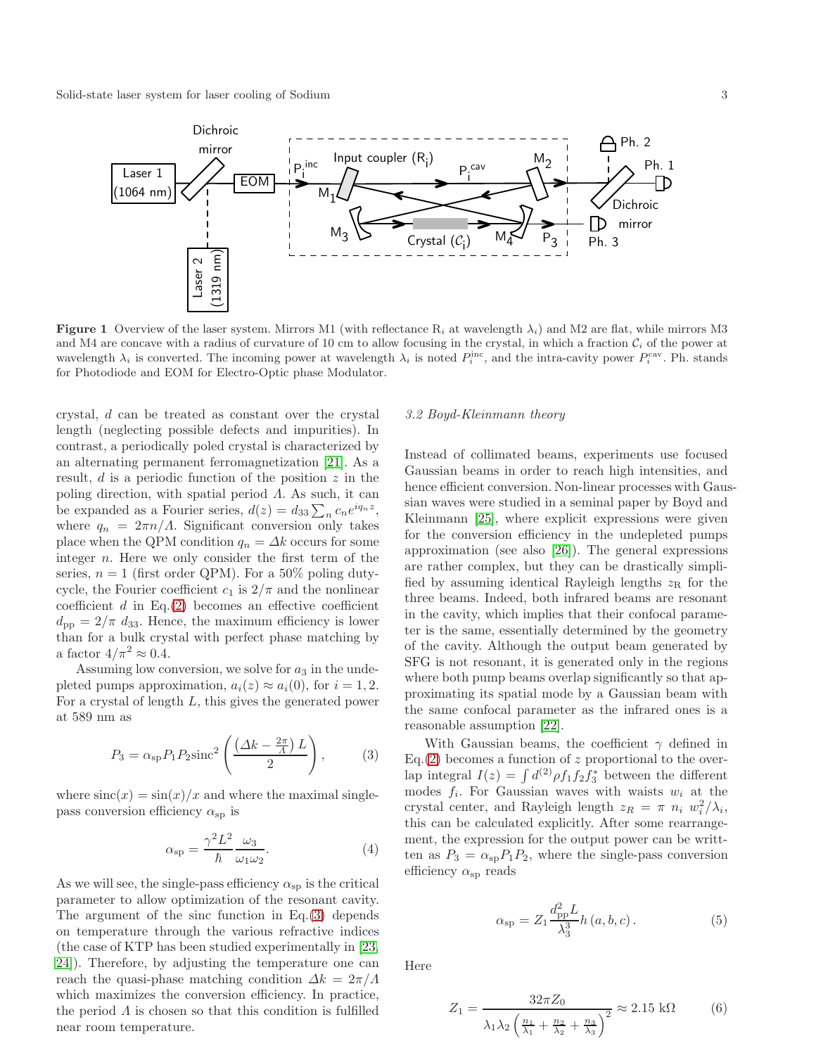**Figure 1** Overview of the laser system. Mirrors M1 (with reflectance $R_i$ at wavelength $\lambda_i$) and M2 are flat, while mirrors M3 and M4 are concave with a radius of curvature of 10 cm to allow focusing in the crystal, in which a fraction $\mathcal{C}_i$ of the power at wavelength $\lambda_i$ is converted. The incoming power at wavelength $\lambda_i$ is noted $P_i^{\rm inc}$, and the intra-cavity power $P_i^{\rm cav}$. Ph. stands for Photodiode and EOM for Electro-Optic phase Modulator.

crystal, $d$ can be treated as constant over the crystal length (neglecting possible defects and impurities). In contrast, a periodically poled crystal is characterized by an alternating permanent ferromagnetization [21]. As a result, $d$ is a periodic function of the position $z$ in the poling direction, with spatial period $\Lambda$. As such, it can be expanded as a Fourier series, $d(z) = d_{33} \sum_n c_n e^{iq_n z}$, where $q_n = 2\pi n/\Lambda$. Significant conversion only takes place when the QPM condition $q_n = \Delta k$ occurs for some integer $n$. Here we only consider the first term of the series, $n = 1$ (first order QPM). For a 50% poling duty-cycle, the Fourier coefficient $c_1$ is $2/\pi$ and the nonlinear coefficient $d$ in Eq.(2) becomes an effective coefficient $d_{\rm pp} = 2/\pi\ d_{33}$. Hence, the maximum efficiency is lower than for a bulk crystal with perfect phase matching by a factor $4/\pi^2 \approx 0.4$.

Assuming low conversion, we solve for $a_3$ in the undepleted pumps approximation, $a_i(z) \approx a_i(0)$, for $i = 1, 2$. For a crystal of length $L$, this gives the generated power at 589 nm as

$$P_3 = \alpha_{\rm sp} P_1 P_2 \mathrm{sinc}^2\left(\frac{\left(\Delta k - \frac{2\pi}{\Lambda}\right) L}{2}\right), \tag{3}$$

where $\mathrm{sinc}(x) = \sin(x)/x$ and where the maximal single-pass conversion efficiency $\alpha_{\rm sp}$ is

$$\alpha_{\rm sp} = \frac{\gamma^2 L^2}{\hbar} \frac{\omega_3}{\omega_1 \omega_2}. \tag{4}$$

As we will see, the single-pass efficiency $\alpha_{\rm sp}$ is the critical parameter to allow optimization of the resonant cavity. The argument of the sinc function in Eq.(3) depends on temperature through the various refractive indices (the case of KTP has been studied experimentally in [23, 24]). Therefore, by adjusting the temperature one can reach the quasi-phase matching condition $\Delta k = 2\pi/\Lambda$ which maximizes the conversion efficiency. In practice, the period $\Lambda$ is chosen so that this condition is fulfilled near room temperature.

### 3.2 Boyd-Kleinmann theory

Instead of collimated beams, experiments use focused Gaussian beams in order to reach high intensities, and hence efficient conversion. Non-linear processes with Gaussian waves were studied in a seminal paper by Boyd and Kleinmann [25], where explicit expressions were given for the conversion efficiency in the undepleted pumps approximation (see also [26]). The general expressions are rather complex, but they can be drastically simplified by assuming identical Rayleigh lengths $z_{\rm R}$ for the three beams. Indeed, both infrared beams are resonant in the cavity, which implies that their confocal parameter is the same, essentially determined by the geometry of the cavity. Although the output beam generated by SFG is not resonant, it is generated only in the regions where both pump beams overlap significantly so that approximating its spatial mode by a Gaussian beam with the same confocal parameter as the infrared ones is a reasonable assumption [22].

With Gaussian beams, the coefficient $\gamma$ defined in Eq.(2) becomes a function of $z$ proportional to the overlap integral $I(z) = \int d^{(2)} \rho f_1 f_2 f_3^*$ between the different modes $f_i$. For Gaussian waves with waists $w_i$ at the crystal center, and Rayleigh length $z_R = \pi\ n_i\ w_i^2/\lambda_i$, this can be calculated explicitly. After some rearrangement, the expression for the output power can be writtten as $P_3 = \alpha_{\rm sp} P_1 P_2$, where the single-pass conversion efficiency $\alpha_{\rm sp}$ reads

$$\alpha_{\rm sp} = Z_1 \frac{d_{\rm pp}^2 L}{\lambda_3^3} h\left(a, b, c\right). \tag{5}$$

Here

$$Z_1 = \frac{32 \pi Z_0}{\lambda_1 \lambda_2 \left(\frac{n_1}{\lambda_1} + \frac{n_2}{\lambda_2} + \frac{n_3}{\lambda_3}\right)^2} \approx 2.15\ \mathrm{k}\Omega \tag{6}$$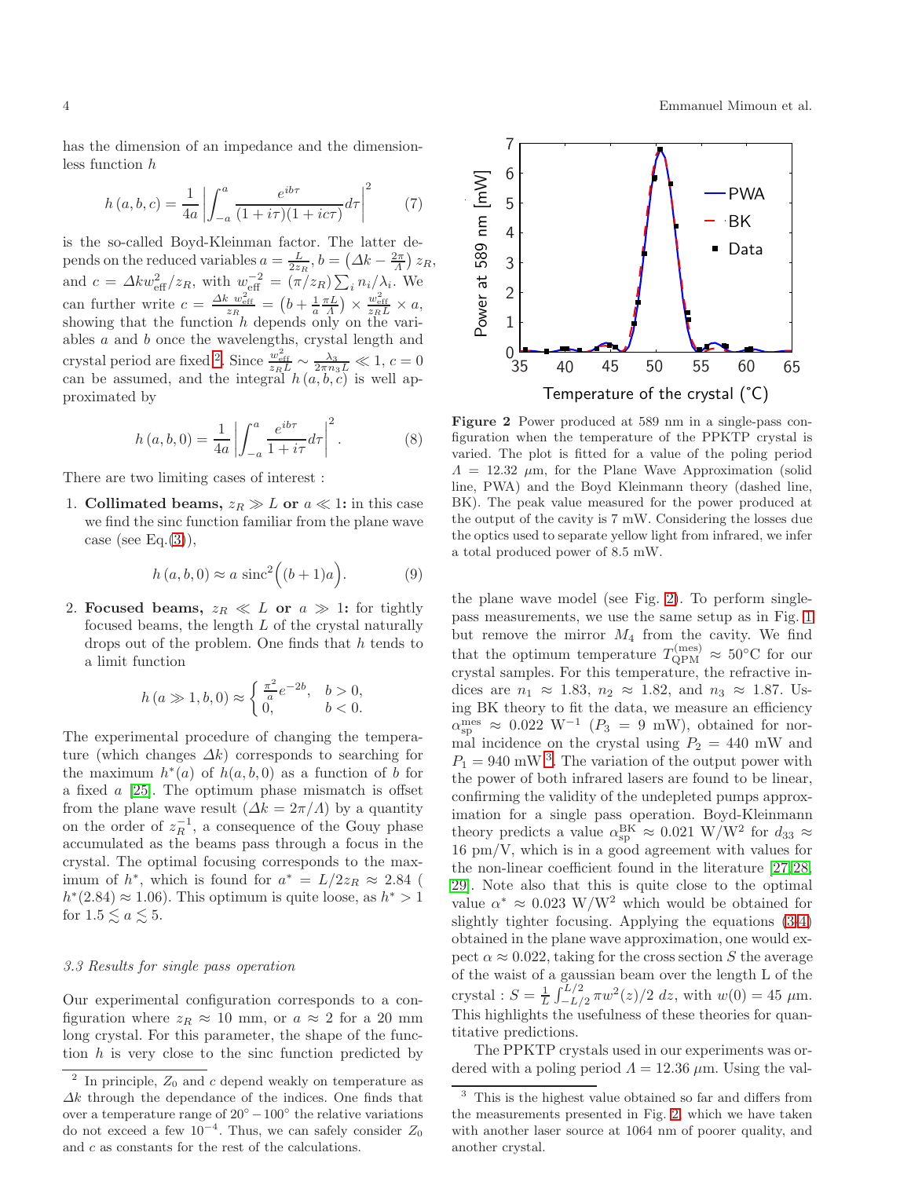has the dimension of an impedance and the dimensionless function $h$

$$h(a,b,c) = \frac{1}{4a}\left|\int_{-a}^{a}\frac{e^{ib\tau}}{(1+i\tau)(1+ic\tau)}d\tau\right|^2 \qquad (7)$$

is the so-called Boyd-Kleinman factor. The latter depends on the reduced variables $a = \frac{L}{2z_R}$, $b = \left(\Delta k - \frac{2\pi}{\Lambda}\right)z_R$, and $c = \Delta k w_{\rm eff}^2/z_R$, with $w_{\rm eff}^{-2} = (\pi/z_R)\sum_i n_i/\lambda_i$. We can further write $c = \frac{\Delta k\ w_{\rm eff}^2}{z_R} = \left(b + \frac{1}{a}\frac{\pi L}{\Lambda}\right) \times \frac{w_{\rm eff}^2}{z_R L} \times a$, showing that the function $h$ depends only on the variables $a$ and $b$ once the wavelengths, crystal length and crystal period are fixed [2]. Since $\frac{w_{\rm eff}^2}{z_R L} \sim \frac{\lambda_3}{2\pi n_3 L} \ll 1$, $c = 0$ can be assumed, and the integral $h(a,b,c)$ is well approximated by

$$h(a,b,0) = \frac{1}{4a}\left|\int_{-a}^{a}\frac{e^{ib\tau}}{1+i\tau}d\tau\right|^2. \qquad (8)$$

There are two limiting cases of interest :

1. **Collimated beams, $z_R \gg L$ or $a \ll 1$:** in this case we find the sinc function familiar from the plane wave case (see Eq.(3)),

$$h(a,b,0) \approx a\ \mathrm{sinc}^2\Big((b+1)a\Big). \qquad (9)$$

2. **Focused beams, $z_R \ll L$ or $a \gg 1$:** for tightly focused beams, the length $L$ of the crystal naturally drops out of the problem. One finds that $h$ tends to a limit function

$$h(a \gg 1, b, 0) \approx \begin{cases} \frac{\pi^2}{a}e^{-2b}, & b > 0, \\ 0, & b < 0. \end{cases}$$

The experimental procedure of changing the temperature (which changes $\Delta k$) corresponds to searching for the maximum $h^*(a)$ of $h(a,b,0)$ as a function of $b$ for a fixed $a$ [25]. The optimum phase mismatch is offset from the plane wave result ($\Delta k = 2\pi/\Lambda$) by a quantity on the order of $z_R^{-1}$, a consequence of the Gouy phase accumulated as the beams pass through a focus in the crystal. The optimal focusing corresponds to the maximum of $h^*$, which is found for $a^* = L/2z_R \approx 2.84$ ( $h^*(2.84) \approx 1.06$). This optimum is quite loose, as $h^* > 1$ for $1.5 \lesssim a \lesssim 5$.

### 3.3 Results for single pass operation

Our experimental configuration corresponds to a configuration where $z_R \approx 10$ mm, or $a \approx 2$ for a 20 mm long crystal. For this parameter, the shape of the function $h$ is very close to the sinc function predicted by the plane wave model (see Fig. 2). To perform single-pass measurements, we use the same setup as in Fig. 1 but remove the mirror $M_4$ from the cavity. We find that the optimum temperature $T_{\rm QPM}^{\rm (mes)} \approx 50°$C for our crystal samples. For this temperature, the refractive indices are $n_1 \approx 1.83$, $n_2 \approx 1.82$, and $n_3 \approx 1.87$. Using BK theory to fit the data, we measure an efficiency $\alpha_{\rm sp}^{\rm mes} \approx 0.022$ W$^{-1}$ ($P_3 = 9$ mW), obtained for normal incidence on the crystal using $P_2 = 440$ mW and $P_1 = 940$ mW [3]. The variation of the output power with the power of both infrared lasers are found to be linear, confirming the validity of the undepleted pumps approximation for a single pass operation. Boyd-Kleinmann theory predicts a value $\alpha_{\rm sp}^{\rm BK} \approx 0.021$ W/W$^2$ for $d_{33} \approx 16$ pm/V, which is in a good agreement with values for the non-linear coefficient found in the literature [27,28,29]. Note also that this is quite close to the optimal value $\alpha^* \approx 0.023$ W/W$^2$ which would be obtained for slightly tighter focusing. Applying the equations (3-4) obtained in the plane wave approximation, one would expect $\alpha \approx 0.022$, taking for the cross section $S$ the average of the waist of a gaussian beam over the length L of the crystal : $S = \frac{1}{L}\int_{-L/2}^{L/2}\pi w^2(z)/2\ dz$, with $w(0) = 45$ $\mu$m. This highlights the usefulness of these theories for quantitative predictions.

Figure 2 Power produced at 589 nm in a single-pass configuration when the temperature of the PPKTP crystal is varied. The plot is fitted for a value of the poling period $\Lambda = 12.32$ $\mu$m, for the Plane Wave Approximation (solid line, PWA) and the Boyd Kleinmann theory (dashed line, BK). The peak value measured for the power produced at the output of the cavity is 7 mW. Considering the losses due the optics used to separate yellow light from infrared, we infer a total produced power of 8.5 mW.

The PPKTP crystals used in our experiments was ordered with a poling period $\Lambda = 12.36$ $\mu$m. Using the val-

---

[2] In principle, $Z_0$ and $c$ depend weakly on temperature as $\Delta k$ through the dependance of the indices. One finds that over a temperature range of $20° - 100°$ the relative variations do not exceed a few $10^{-4}$. Thus, we can safely consider $Z_0$ and $c$ as constants for the rest of the calculations.

[3] This is the highest value obtained so far and differs from the measurements presented in Fig. 2, which we have taken with another laser source at 1064 nm of poorer quality, and another crystal.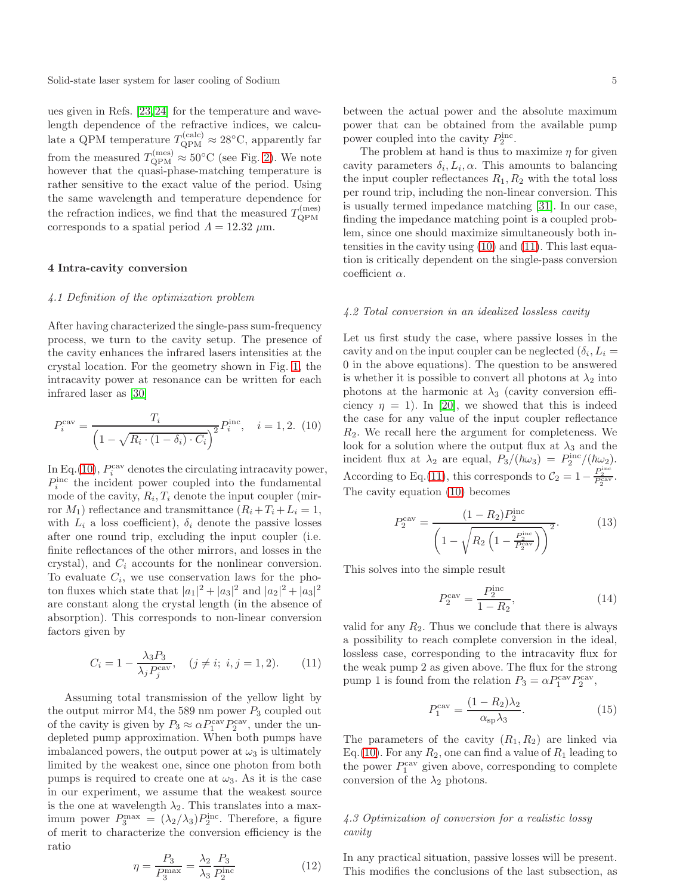ues given in Refs. [23,24] for the temperature and wavelength dependence of the refractive indices, we calculate a QPM temperature $T_{\rm QPM}^{\rm (calc)} \approx 28^\circ$C, apparently far from the measured $T_{\rm QPM}^{\rm (mes)} \approx 50^\circ$C (see Fig. 2). We note however that the quasi-phase-matching temperature is rather sensitive to the exact value of the period. Using the same wavelength and temperature dependence for the refraction indices, we find that the measured $T_{\rm QPM}^{\rm (mes)}$ corresponds to a spatial period $\Lambda = 12.32\ \mu$m.

## 4 Intra-cavity conversion

### *4.1 Definition of the optimization problem*

After having characterized the single-pass sum-frequency process, we turn to the cavity setup. The presence of the cavity enhances the infrared lasers intensities at the crystal location. For the geometry shown in Fig. 1, the intracavity power at resonance can be written for each infrared laser as [30]

$$P_i^{\rm cav} = \frac{T_i}{\left(1 - \sqrt{R_i \cdot (1-\delta_i) \cdot C_i}\right)^2} P_i^{\rm inc}, \quad i = 1, 2. \quad (10)$$

In Eq.(10), $P_i^{\rm cav}$ denotes the circulating intracavity power, $P_i^{\rm inc}$ the incident power coupled into the fundamental mode of the cavity, $R_i, T_i$ denote the input coupler (mirror $M_1$) reflectance and transmittance ($R_i + T_i + L_i = 1$, with $L_i$ a loss coefficient), $\delta_i$ denote the passive losses after one round trip, excluding the input coupler (i.e. finite reflectances of the other mirrors, and losses in the crystal), and $C_i$ accounts for the nonlinear conversion. To evaluate $C_i$, we use conservation laws for the photon fluxes which state that $|a_1|^2 + |a_3|^2$ and $|a_2|^2 + |a_3|^2$ are constant along the crystal length (in the absence of absorption). This corresponds to non-linear conversion factors given by

$$C_i = 1 - \frac{\lambda_3 P_3}{\lambda_j P_j^{\rm cav}}, \quad (j \neq i;\ i, j = 1, 2). \quad (11)$$

Assuming total transmission of the yellow light by the output mirror M4, the 589 nm power $P_3$ coupled out of the cavity is given by $P_3 \approx \alpha P_1^{\rm cav} P_2^{\rm cav}$, under the undepleted pump approximation. When both pumps have imbalanced powers, the output power at $\omega_3$ is ultimately limited by the weakest one, since one photon from both pumps is required to create one at $\omega_3$. As it is the case in our experiment, we assume that the weakest source is the one at wavelength $\lambda_2$. This translates into a maximum power $P_3^{\rm max} = (\lambda_2/\lambda_3) P_2^{\rm inc}$. Therefore, a figure of merit to characterize the conversion efficiency is the ratio

$$\eta = \frac{P_3}{P_3^{\rm max}} = \frac{\lambda_2}{\lambda_3} \frac{P_3}{P_2^{\rm inc}} \quad (12)$$

between the actual power and the absolute maximum power that can be obtained from the available pump power coupled into the cavity $P_2^{\rm inc}$.

The problem at hand is thus to maximize $\eta$ for given cavity parameters $\delta_i, L_i, \alpha$. This amounts to balancing the input coupler reflectances $R_1, R_2$ with the total loss per round trip, including the non-linear conversion. This is usually termed impedance matching [31]. In our case, finding the impedance matching point is a coupled problem, since one should maximize simultaneously both intensities in the cavity using (10) and (11). This last equation is critically dependent on the single-pass conversion coefficient $\alpha$.

### *4.2 Total conversion in an idealized lossless cavity*

Let us first study the case, where passive losses in the cavity and on the input coupler can be neglected ($\delta_i, L_i = 0$ in the above equations). The question to be answered is whether it is possible to convert all photons at $\lambda_2$ into photons at the harmonic at $\lambda_3$ (cavity conversion efficiency $\eta = 1$). In [20], we showed that this is indeed the case for any value of the input coupler reflectance $R_2$. We recall here the argument for completeness. We look for a solution where the output flux at $\lambda_3$ and the incident flux at $\lambda_2$ are equal, $P_3/(\hbar\omega_3) = P_2^{\rm inc}/(\hbar\omega_2)$. According to Eq.(11), this corresponds to $\mathcal{C}_2 = 1 - \frac{P_2^{\rm inc}}{P_2^{\rm cav}}$. The cavity equation (10) becomes

$$P_2^{\rm cav} = \frac{(1-R_2) P_2^{\rm inc}}{\left(1 - \sqrt{R_2 \left(1 - \frac{P_2^{\rm inc}}{P_2^{\rm cav}}\right)}\right)^2}. \quad (13)$$

This solves into the simple result

$$P_2^{\rm cav} = \frac{P_2^{\rm inc}}{1 - R_2}, \quad (14)$$

valid for any $R_2$. Thus we conclude that there is always a possibility to reach complete conversion in the ideal, lossless case, corresponding to the intracavity flux for the weak pump 2 as given above. The flux for the strong pump 1 is found from the relation $P_3 = \alpha P_1^{\rm cav} P_2^{\rm cav}$,

$$P_1^{\rm cav} = \frac{(1-R_2)\lambda_2}{\alpha_{\rm sp} \lambda_3}. \quad (15)$$

The parameters of the cavity $(R_1, R_2)$ are linked via Eq.(10). For any $R_2$, one can find a value of $R_1$ leading to the power $P_1^{\rm cav}$ given above, corresponding to complete conversion of the $\lambda_2$ photons.

### *4.3 Optimization of conversion for a realistic lossy cavity*

In any practical situation, passive losses will be present. This modifies the conclusions of the last subsection, as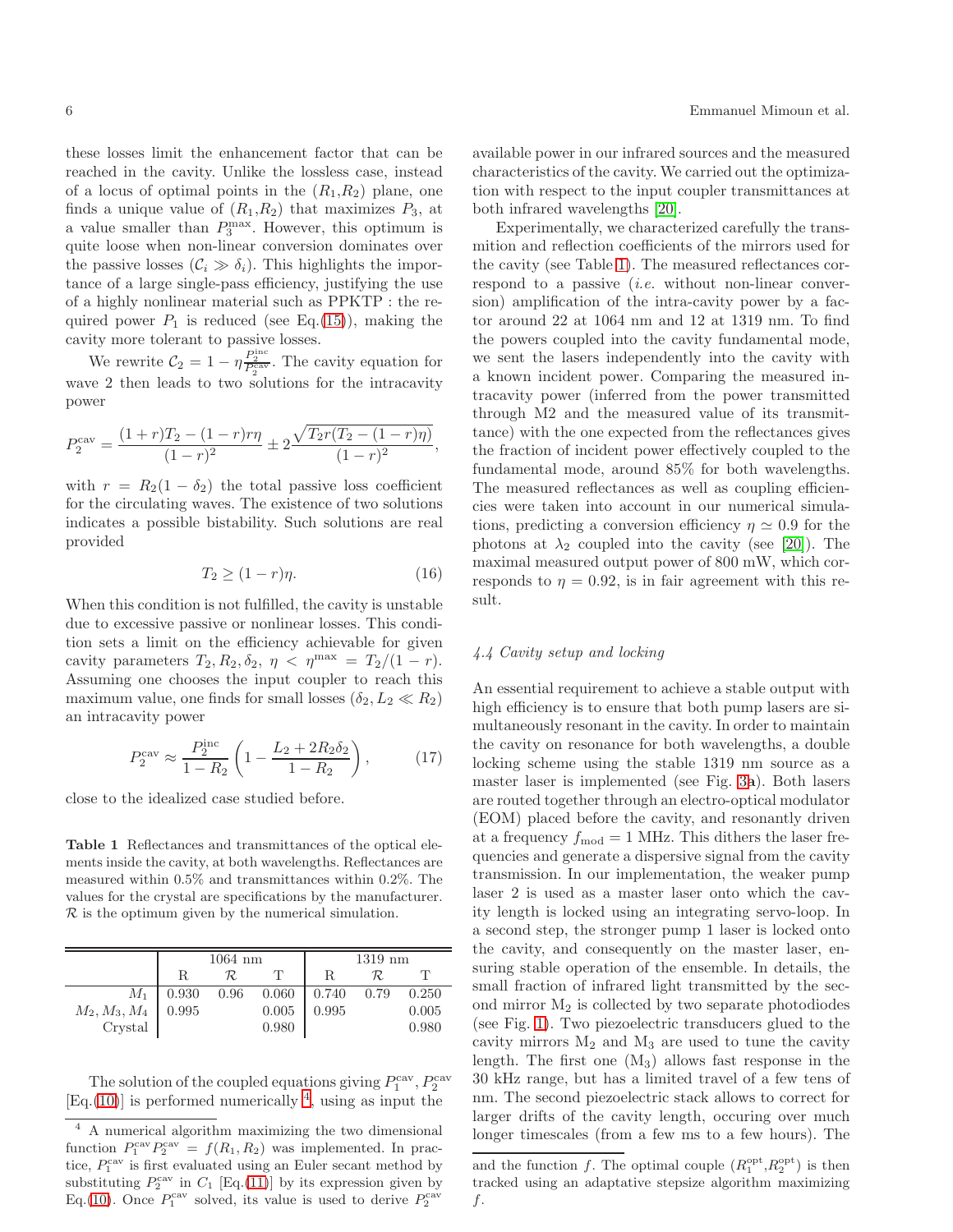these losses limit the enhancement factor that can be reached in the cavity. Unlike the lossless case, instead of a locus of optimal points in the $(R_1,R_2)$ plane, one finds a unique value of $(R_1,R_2)$ that maximizes $P_3$, at a value smaller than $P_3^{\max}$. However, this optimum is quite loose when non-linear conversion dominates over the passive losses ($\mathcal{C}_i \gg \delta_i$). This highlights the importance of a large single-pass efficiency, justifying the use of a highly nonlinear material such as PPKTP : the required power $P_1$ is reduced (see Eq.(15)), making the cavity more tolerant to passive losses.

We rewrite $\mathcal{C}_2 = 1 - \eta \frac{P_2^{\rm inc}}{P_2^{\rm cav}}$. The cavity equation for wave 2 then leads to two solutions for the intracavity power

$$P_2^{\rm cav} = \frac{(1+r)T_2 - (1-r)r\eta}{(1-r)^2} \pm 2\frac{\sqrt{T_2 r(T_2-(1-r)\eta)}}{(1-r)^2},$$

with $r = R_2(1-\delta_2)$ the total passive loss coefficient for the circulating waves. The existence of two solutions indicates a possible bistability. Such solutions are real provided

$$T_2 \geq (1-r)\eta. \tag{16}$$

When this condition is not fulfilled, the cavity is unstable due to excessive passive or nonlinear losses. This condition sets a limit on the efficiency achievable for given cavity parameters $T_2, R_2, \delta_2$, $\eta < \eta^{\max} = T_2/(1-r)$. Assuming one chooses the input coupler to reach this maximum value, one finds for small losses ($\delta_2, L_2 \ll R_2$) an intracavity power

$$P_2^{\rm cav} \approx \frac{P_2^{\rm inc}}{1-R_2}\left(1 - \frac{L_2 + 2R_2\delta_2}{1-R_2}\right), \tag{17}$$

close to the idealized case studied before.

**Table 1** Reflectances and transmittances of the optical elements inside the cavity, at both wavelengths. Reflectances are measured within 0.5% and transmittances within 0.2%. The values for the crystal are specifications by the manufacturer. $\mathcal{R}$ is the optimum given by the numerical simulation.

| | 1064 nm | | | 1319 nm | | |
|---|---|---|---|---|---|---|
| | R | $\mathcal{R}$ | T | R | $\mathcal{R}$ | T |
| $M_1$ | 0.930 | 0.96 | 0.060 | 0.740 | 0.79 | 0.250 |
| $M_2, M_3, M_4$ | 0.995 | | 0.005 | 0.995 | | 0.005 |
| Crystal | | | 0.980 | | | 0.980 |

The solution of the coupled equations giving $P_1^{\rm cav}, P_2^{\rm cav}$ [Eq.(10)] is performed numerically [4], using as input the available power in our infrared sources and the measured characteristics of the cavity. We carried out the optimization with respect to the input coupler transmittances at both infrared wavelengths [20].

Experimentally, we characterized carefully the transmition and reflection coefficients of the mirrors used for the cavity (see Table 1). The measured reflectances correspond to a passive (*i.e.* without non-linear conversion) amplification of the intra-cavity power by a factor around 22 at 1064 nm and 12 at 1319 nm. To find the powers coupled into the cavity fundamental mode, we sent the lasers independently into the cavity with a known incident power. Comparing the measured intracavity power (inferred from the power transmitted through M2 and the measured value of its transmittance) with the one expected from the reflectances gives the fraction of incident power effectively coupled to the fundamental mode, around 85% for both wavelengths. The measured reflectances as well as coupling efficiencies were taken into account in our numerical simulations, predicting a conversion efficiency $\eta \simeq 0.9$ for the photons at $\lambda_2$ coupled into the cavity (see [20]). The maximal measured output power of 800 mW, which corresponds to $\eta = 0.92$, is in fair agreement with this result.

### *4.4 Cavity setup and locking*

An essential requirement to achieve a stable output with high efficiency is to ensure that both pump lasers are simultaneously resonant in the cavity. In order to maintain the cavity on resonance for both wavelengths, a double locking scheme using the stable 1319 nm source as a master laser is implemented (see Fig. 3**a**). Both lasers are routed together through an electro-optical modulator (EOM) placed before the cavity, and resonantly driven at a frequency $f_{\rm mod} = 1$ MHz. This dithers the laser frequencies and generate a dispersive signal from the cavity transmission. In our implementation, the weaker pump laser 2 is used as a master laser onto which the cavity length is locked using an integrating servo-loop. In a second step, the stronger pump 1 laser is locked onto the cavity, and consequently on the master laser, ensuring stable operation of the ensemble. In details, the small fraction of infrared light transmitted by the second mirror $M_2$ is collected by two separate photodiodes (see Fig. 1). Two piezoelectric transducers glued to the cavity mirrors $M_2$ and $M_3$ are used to tune the cavity length. The first one ($M_3$) allows fast response in the 30 kHz range, but has a limited travel of a few tens of nm. The second piezoelectric stack allows to correct for larger drifts of the cavity length, occuring over much longer timescales (from a few ms to a few hours). The

---

[4] A numerical algorithm maximizing the two dimensional function $P_1^{\rm cav}P_2^{\rm cav} = f(R_1,R_2)$ was implemented. In practice, $P_1^{\rm cav}$ is first evaluated using an Euler secant method by substituting $P_2^{\rm cav}$ in $C_1$ [Eq.(11)] by its expression given by Eq.(10). Once $P_1^{\rm cav}$ solved, its value is used to derive $P_2^{\rm cav}$ and the function $f$. The optimal couple $(R_1^{\rm opt}, R_2^{\rm opt})$ is then tracked using an adaptative stepsize algorithm maximizing $f$.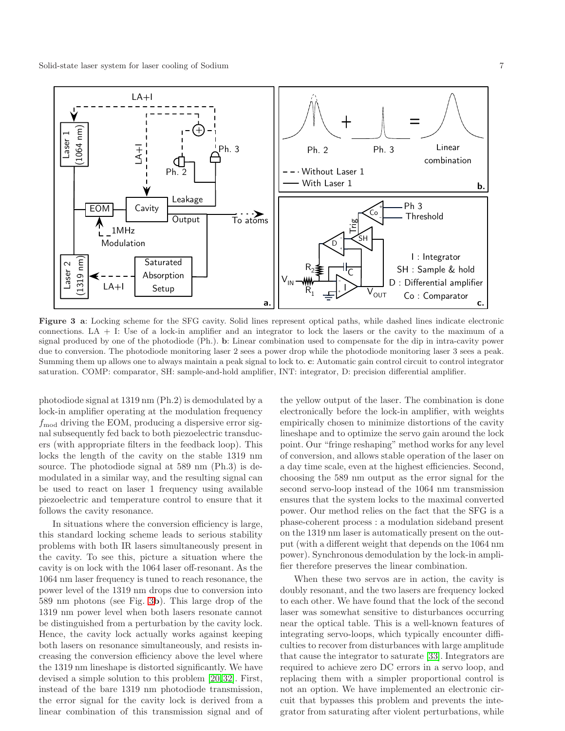**Figure 3** **a**: Locking scheme for the SFG cavity. Solid lines represent optical paths, while dashed lines indicate electronic connections. LA + I: Use of a lock-in amplifier and an integrator to lock the lasers or the cavity to the maximum of a signal produced by one of the photodiode (Ph.). **b**: Linear combination used to compensate for the dip in intra-cavity power due to conversion. The photodiode monitoring laser 2 sees a power drop while the photodiode monitoring laser 3 sees a peak. Summing them up allows one to always maintain a peak signal to lock to. **c**: Automatic gain control circuit to control integrator saturation. COMP: comparator, SH: sample-and-hold amplifier, INT: integrator, D: precision differential amplifier.

photodiode signal at 1319 nm (Ph.2) is demodulated by a lock-in amplifier operating at the modulation frequency $f_{\mathrm{mod}}$ driving the EOM, producing a dispersive error signal subsequently fed back to both piezoelectric transducers (with appropriate filters in the feedback loop). This locks the length of the cavity on the stable 1319 nm source. The photodiode signal at 589 nm (Ph.3) is demodulated in a similar way, and the resulting signal can be used to react on laser 1 frequency using available piezoelectric and temperature control to ensure that it follows the cavity resonance.

In situations where the conversion efficiency is large, this standard locking scheme leads to serious stability problems with both IR lasers simultaneously present in the cavity. To see this, picture a situation where the cavity is on lock with the 1064 laser off-resonant. As the 1064 nm laser frequency is tuned to reach resonance, the power level of the 1319 nm drops due to conversion into 589 nm photons (see Fig. 3**b**). This large drop of the 1319 nm power level when both lasers resonate cannot be distinguished from a perturbation by the cavity lock. Hence, the cavity lock actually works against keeping both lasers on resonance simultaneously, and resists increasing the conversion efficiency above the level where the 1319 nm lineshape is distorted significantly. We have devised a simple solution to this problem [20, 32]. First, instead of the bare 1319 nm photodiode transmission, the error signal for the cavity lock is derived from a linear combination of this transmission signal and of the yellow output of the laser. The combination is done electronically before the lock-in amplifier, with weights empirically chosen to minimize distortions of the cavity lineshape and to optimize the servo gain around the lock point. Our "fringe reshaping" method works for any level of conversion, and allows stable operation of the laser on a day time scale, even at the highest efficiencies. Second, choosing the 589 nm output as the error signal for the second servo-loop instead of the 1064 nm transmission ensures that the system locks to the maximal converted power. Our method relies on the fact that the SFG is a phase-coherent process : a modulation sideband present on the 1319 nm laser is automatically present on the output (with a different weight that depends on the 1064 nm power). Synchronous demodulation by the lock-in amplifier therefore preserves the linear combination.

When these two servos are in action, the cavity is doubly resonant, and the two lasers are frequency locked to each other. We have found that the lock of the second laser was somewhat sensitive to disturbances occurring near the optical table. This is a well-known features of integrating servo-loops, which typically encounter difficulties to recover from disturbances with large amplitude that cause the integrator to saturate [33]. Integrators are required to achieve zero DC errors in a servo loop, and replacing them with a simpler proportional control is not an option. We have implemented an electronic circuit that bypasses this problem and prevents the integrator from saturating after violent perturbations, while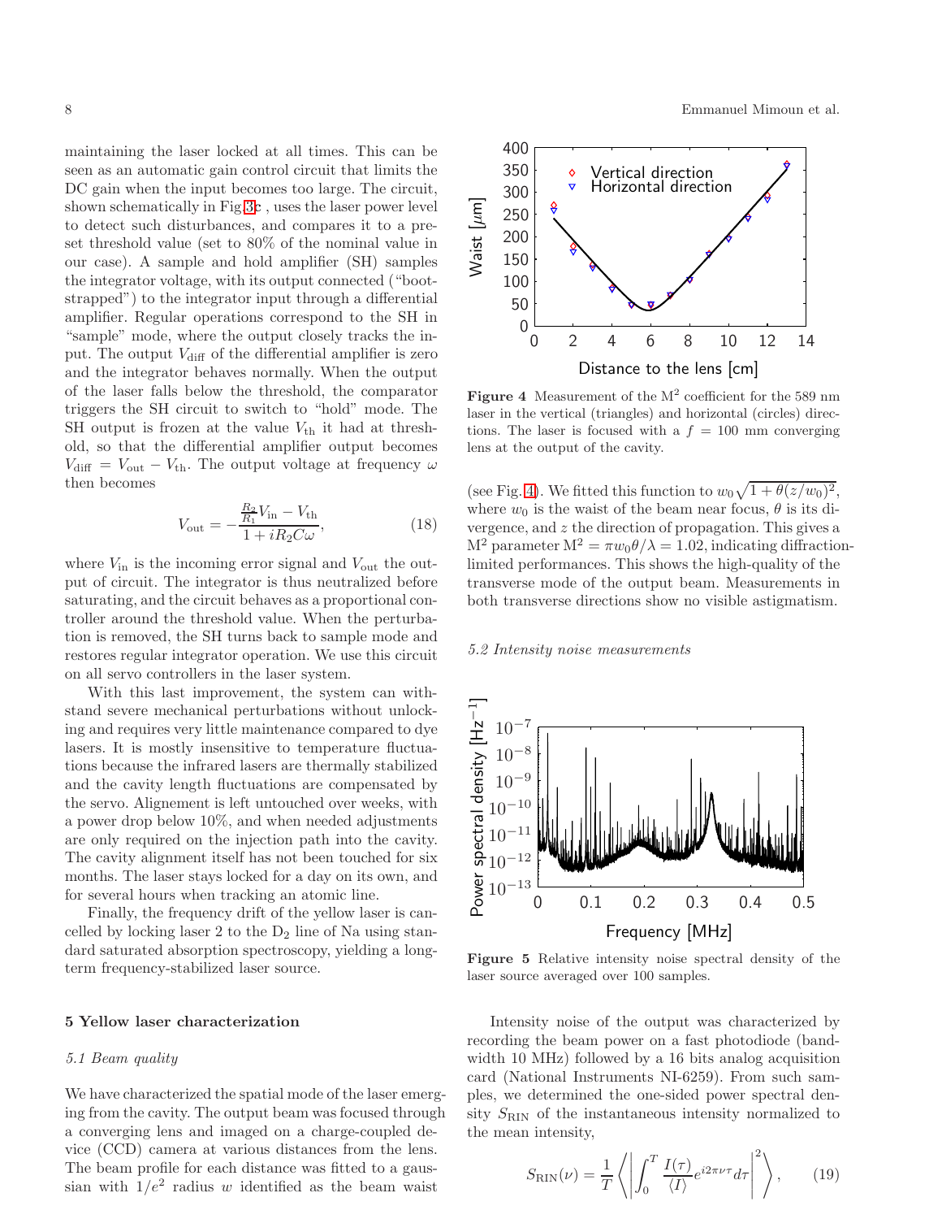maintaining the laser locked at all times. This can be seen as an automatic gain control circuit that limits the DC gain when the input becomes too large. The circuit, shown schematically in Fig. 3c , uses the laser power level to detect such disturbances, and compares it to a preset threshold value (set to 80% of the nominal value in our case). A sample and hold amplifier (SH) samples the integrator voltage, with its output connected ("bootstrapped") to the integrator input through a differential amplifier. Regular operations correspond to the SH in "sample" mode, where the output closely tracks the input. The output $V_{\rm diff}$ of the differential amplifier is zero and the integrator behaves normally. When the output of the laser falls below the threshold, the comparator triggers the SH circuit to switch to "hold" mode. The SH output is frozen at the value $V_{\rm th}$ it had at threshold, so that the differential amplifier output becomes $V_{\rm diff} = V_{\rm out} - V_{\rm th}$. The output voltage at frequency $\omega$ then becomes

$$V_{\rm out} = -\frac{\frac{R_2}{R_1}V_{\rm in} - V_{\rm th}}{1 + iR_2C\omega}, \tag{18}$$

where $V_{\rm in}$ is the incoming error signal and $V_{\rm out}$ the output of circuit. The integrator is thus neutralized before saturating, and the circuit behaves as a proportional controller around the threshold value. When the perturbation is removed, the SH turns back to sample mode and restores regular integrator operation. We use this circuit on all servo controllers in the laser system.

With this last improvement, the system can withstand severe mechanical perturbations without unlocking and requires very little maintenance compared to dye lasers. It is mostly insensitive to temperature fluctuations because the infrared lasers are thermally stabilized and the cavity length fluctuations are compensated by the servo. Alignement is left untouched over weeks, with a power drop below 10%, and when needed adjustments are only required on the injection path into the cavity. The cavity alignment itself has not been touched for six months. The laser stays locked for a day on its own, and for several hours when tracking an atomic line.

Finally, the frequency drift of the yellow laser is cancelled by locking laser 2 to the $D_2$ line of Na using standard saturated absorption spectroscopy, yielding a long-term frequency-stabilized laser source.

## 5 Yellow laser characterization

### 5.1 Beam quality

We have characterized the spatial mode of the laser emerging from the cavity. The output beam was focused through a converging lens and imaged on a charge-coupled device (CCD) camera at various distances from the lens. The beam profile for each distance was fitted to a gaussian with $1/e^2$ radius $w$ identified as the beam waist (see Fig. 4). We fitted this function to $w_0\sqrt{1+\theta(z/w_0)^2}$, where $w_0$ is the waist of the beam near focus, $\theta$ is its divergence, and $z$ the direction of propagation. This gives a $M^2$ parameter $M^2 = \pi w_0\theta/\lambda = 1.02$, indicating diffraction-limited performances. This shows the high-quality of the transverse mode of the output beam. Measurements in both transverse directions show no visible astigmatism.

**Figure 4** Measurement of the $M^2$ coefficient for the 589 nm laser in the vertical (triangles) and horizontal (circles) directions. The laser is focused with a $f = 100$ mm converging lens at the output of the cavity.

### 5.2 Intensity noise measurements

**Figure 5** Relative intensity noise spectral density of the laser source averaged over 100 samples.

Intensity noise of the output was characterized by recording the beam power on a fast photodiode (bandwidth 10 MHz) followed by a 16 bits analog acquisition card (National Instruments NI-6259). From such samples, we determined the one-sided power spectral density $S_{\rm RIN}$ of the instantaneous intensity normalized to the mean intensity,

$$S_{\rm RIN}(\nu) = \frac{1}{T}\left\langle \left| \int_0^T \frac{I(\tau)}{\langle I\rangle} e^{i2\pi\nu\tau} d\tau \right|^2 \right\rangle, \tag{19}$$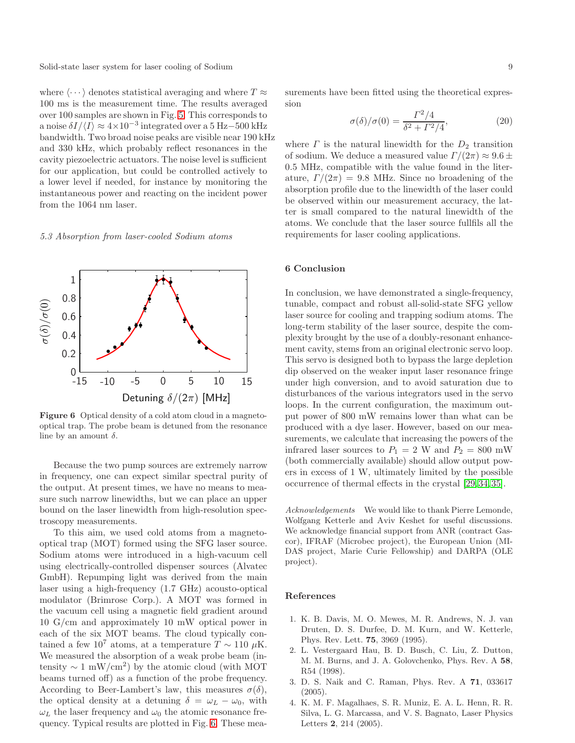where $\langle \cdots \rangle$ denotes statistical averaging and where $T \approx 100$ ms is the measurement time. The results averaged over 100 samples are shown in Fig. 5. This corresponds to a noise $\delta I/\langle I \rangle \approx 4\times10^{-3}$ integrated over a 5 Hz−500 kHz bandwidth. Two broad noise peaks are visible near 190 kHz and 330 kHz, which probably reflect resonances in the cavity piezoelectric actuators. The noise level is sufficient for our application, but could be controlled actively to a lower level if needed, for instance by monitoring the instantaneous power and reacting on the incident power from the 1064 nm laser.

### *5.3 Absorption from laser-cooled Sodium atoms*

**Figure 6** Optical density of a cold atom cloud in a magneto-optical trap. The probe beam is detuned from the resonance line by an amount $\delta$.

Because the two pump sources are extremely narrow in frequency, one can expect similar spectral purity of the output. At present times, we have no means to measure such narrow linewidths, but we can place an upper bound on the laser linewidth from high-resolution spectroscopy measurements.

To this aim, we used cold atoms from a magneto-optical trap (MOT) formed using the SFG laser source. Sodium atoms were introduced in a high-vacuum cell using electrically-controlled dispenser sources (Alvatec GmbH). Repumping light was derived from the main laser using a high-frequency (1.7 GHz) acousto-optical modulator (Brimrose Corp.). A MOT was formed in the vacuum cell using a magnetic field gradient around 10 G/cm and approximately 10 mW optical power in each of the six MOT beams. The cloud typically contained a few $10^7$ atoms, at a temperature $T \sim 110$ $\mu$K. We measured the absorption of a weak probe beam (intensity $\sim 1$ mW/cm$^2$) by the atomic cloud (with MOT beams turned off) as a function of the probe frequency. According to Beer-Lambert's law, this measures $\sigma(\delta)$, the optical density at a detuning $\delta = \omega_L - \omega_0$, with $\omega_L$ the laser frequency and $\omega_0$ the atomic resonance frequency. Typical results are plotted in Fig. 6. These measurements have been fitted using the theoretical expression

$$\sigma(\delta)/\sigma(0) = \frac{\Gamma^2/4}{\delta^2 + \Gamma^2/4}, \tag{20}$$

where $\Gamma$ is the natural linewidth for the $D_2$ transition of sodium. We deduce a measured value $\Gamma/(2\pi) \approx 9.6 \pm 0.5$ MHz, compatible with the value found in the literature, $\Gamma/(2\pi) = 9.8$ MHz. Since no broadening of the absorption profile due to the linewidth of the laser could be observed within our measurement accuracy, the latter is small compared to the natural linewidth of the atoms. We conclude that the laser source fullfils all the requirements for laser cooling applications.

## 6 Conclusion

In conclusion, we have demonstrated a single-frequency, tunable, compact and robust all-solid-state SFG yellow laser source for cooling and trapping sodium atoms. The long-term stability of the laser source, despite the complexity brought by the use of a doubly-resonant enhancement cavity, stems from an original electronic servo loop. This servo is designed both to bypass the large depletion dip observed on the weaker input laser resonance fringe under high conversion, and to avoid saturation due to disturbances of the various integrators used in the servo loops. In the current configuration, the maximum output power of 800 mW remains lower than what can be produced with a dye laser. However, based on our measurements, we calculate that increasing the powers of the infrared laser sources to $P_1 = 2$ W and $P_2 = 800$ mW (both commercially available) should allow output powers in excess of 1 W, ultimately limited by the possible occurrence of thermal effects in the crystal [29,34,35].

*Acknowledgements* We would like to thank Pierre Lemonde, Wolfgang Ketterle and Aviv Keshet for useful discussions. We acknowledge financial support from ANR (contract Gascor), IFRAF (Microbec project), the European Union (MIDAS project, Marie Curie Fellowship) and DARPA (OLE project).

## References

1. K. B. Davis, M. O. Mewes, M. R. Andrews, N. J. van Druten, D. S. Durfee, D. M. Kurn, and W. Ketterle, Phys. Rev. Lett. **75**, 3969 (1995).
2. L. Vestergaard Hau, B. D. Busch, C. Liu, Z. Dutton, M. M. Burns, and J. A. Golovchenko, Phys. Rev. A **58**, R54 (1998).
3. D. S. Naik and C. Raman, Phys. Rev. A **71**, 033617 (2005).
4. K. M. F. Magalhaes, S. R. Muniz, E. A. L. Henn, R. R. Silva, L. G. Marcassa, and V. S. Bagnato, Laser Physics Letters **2**, 214 (2005).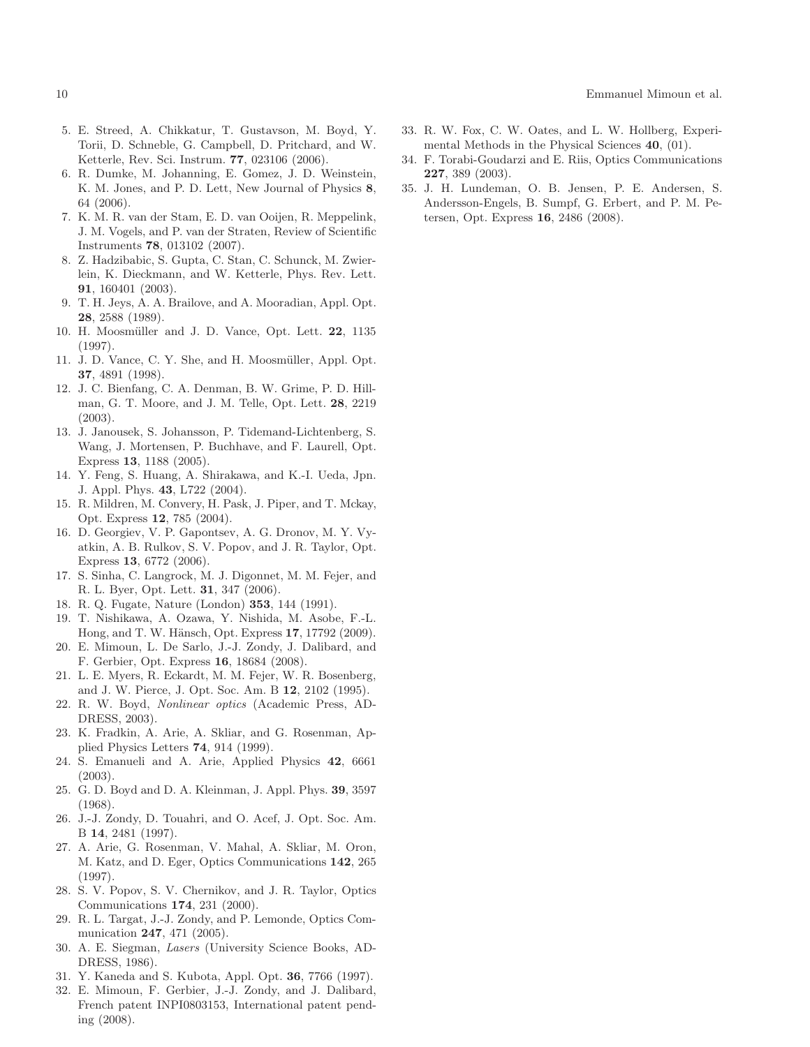5. E. Streed, A. Chikkatur, T. Gustavson, M. Boyd, Y. Torii, D. Schneble, G. Campbell, D. Pritchard, and W. Ketterle, Rev. Sci. Instrum. **77**, 023106 (2006).
6. R. Dumke, M. Johanning, E. Gomez, J. D. Weinstein, K. M. Jones, and P. D. Lett, New Journal of Physics **8**, 64 (2006).
7. K. M. R. van der Stam, E. D. van Ooijen, R. Meppelink, J. M. Vogels, and P. van der Straten, Review of Scientific Instruments **78**, 013102 (2007).
8. Z. Hadzibabic, S. Gupta, C. Stan, C. Schunck, M. Zwierlein, K. Dieckmann, and W. Ketterle, Phys. Rev. Lett. **91**, 160401 (2003).
9. T. H. Jeys, A. A. Brailove, and A. Mooradian, Appl. Opt. **28**, 2588 (1989).
10. H. Moosmüller and J. D. Vance, Opt. Lett. **22**, 1135 (1997).
11. J. D. Vance, C. Y. She, and H. Moosmüller, Appl. Opt. **37**, 4891 (1998).
12. J. C. Bienfang, C. A. Denman, B. W. Grime, P. D. Hillman, G. T. Moore, and J. M. Telle, Opt. Lett. **28**, 2219 (2003).
13. J. Janousek, S. Johansson, P. Tidemand-Lichtenberg, S. Wang, J. Mortensen, P. Buchhave, and F. Laurell, Opt. Express **13**, 1188 (2005).
14. Y. Feng, S. Huang, A. Shirakawa, and K.-I. Ueda, Jpn. J. Appl. Phys. **43**, L722 (2004).
15. R. Mildren, M. Convery, H. Pask, J. Piper, and T. Mckay, Opt. Express **12**, 785 (2004).
16. D. Georgiev, V. P. Gapontsev, A. G. Dronov, M. Y. Vyatkin, A. B. Rulkov, S. V. Popov, and J. R. Taylor, Opt. Express **13**, 6772 (2006).
17. S. Sinha, C. Langrock, M. J. Digonnet, M. M. Fejer, and R. L. Byer, Opt. Lett. **31**, 347 (2006).
18. R. Q. Fugate, Nature (London) **353**, 144 (1991).
19. T. Nishikawa, A. Ozawa, Y. Nishida, M. Asobe, F.-L. Hong, and T. W. Hänsch, Opt. Express **17**, 17792 (2009).
20. E. Mimoun, L. De Sarlo, J.-J. Zondy, J. Dalibard, and F. Gerbier, Opt. Express **16**, 18684 (2008).
21. L. E. Myers, R. Eckardt, M. M. Fejer, W. R. Bosenberg, and J. W. Pierce, J. Opt. Soc. Am. B **12**, 2102 (1995).
22. R. W. Boyd, *Nonlinear optics* (Academic Press, ADDRESS, 2003).
23. K. Fradkin, A. Arie, A. Skliar, and G. Rosenman, Applied Physics Letters **74**, 914 (1999).
24. S. Emanueli and A. Arie, Applied Physics **42**, 6661 (2003).
25. G. D. Boyd and D. A. Kleinman, J. Appl. Phys. **39**, 3597 (1968).
26. J.-J. Zondy, D. Touahri, and O. Acef, J. Opt. Soc. Am. B **14**, 2481 (1997).
27. A. Arie, G. Rosenman, V. Mahal, A. Skliar, M. Oron, M. Katz, and D. Eger, Optics Communications **142**, 265 (1997).
28. S. V. Popov, S. V. Chernikov, and J. R. Taylor, Optics Communications **174**, 231 (2000).
29. R. L. Targat, J.-J. Zondy, and P. Lemonde, Optics Communication **247**, 471 (2005).
30. A. E. Siegman, *Lasers* (University Science Books, ADDRESS, 1986).
31. Y. Kaneda and S. Kubota, Appl. Opt. **36**, 7766 (1997).
32. E. Mimoun, F. Gerbier, J.-J. Zondy, and J. Dalibard, French patent INPI0803153, International patent pending (2008).
33. R. W. Fox, C. W. Oates, and L. W. Hollberg, Experimental Methods in the Physical Sciences **40**, (01).
34. F. Torabi-Goudarzi and E. Riis, Optics Communications **227**, 389 (2003).
35. J. H. Lundeman, O. B. Jensen, P. E. Andersen, S. Andersson-Engels, B. Sumpf, G. Erbert, and P. M. Petersen, Opt. Express **16**, 2486 (2008).